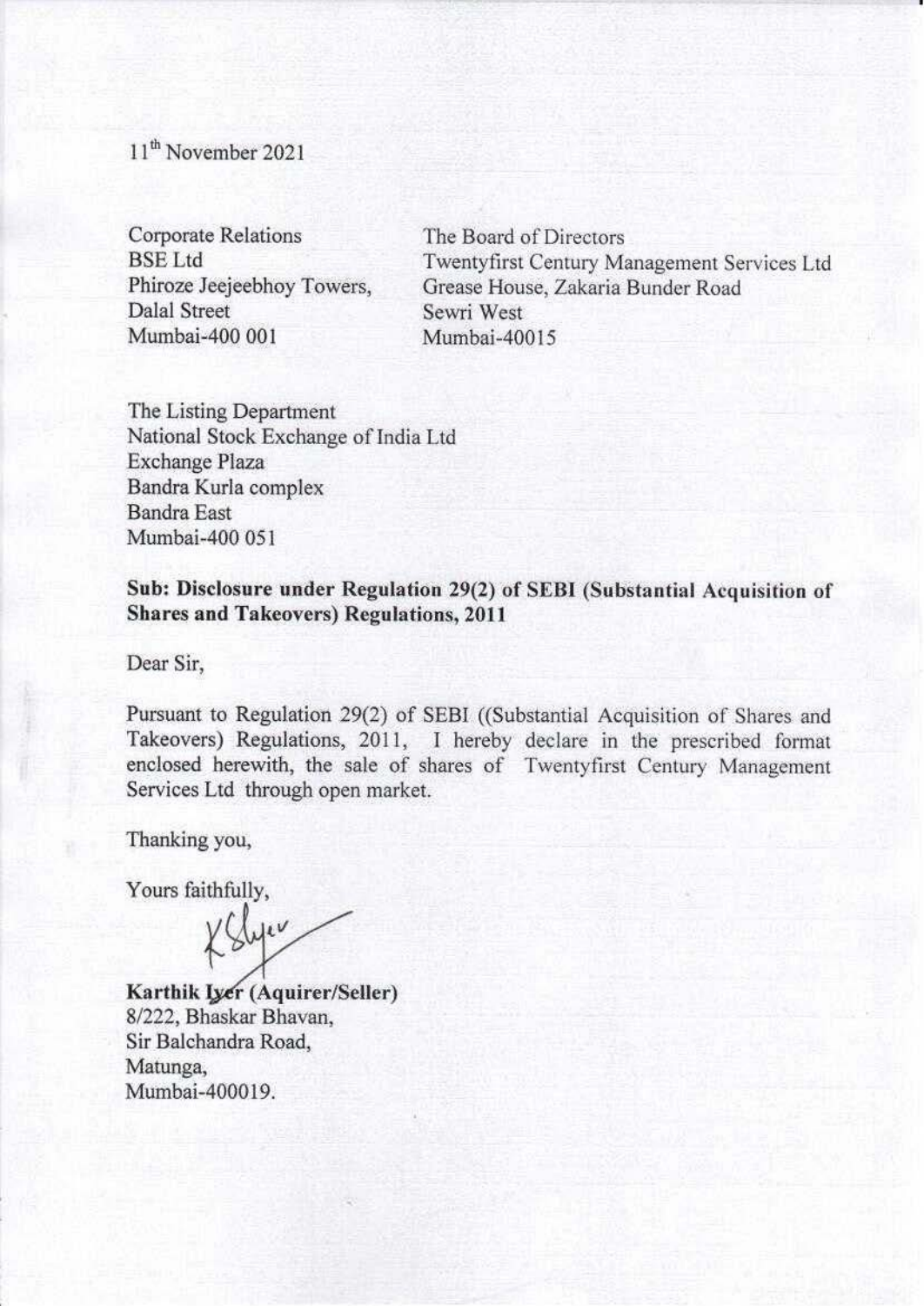11th November 2021

Corporate Relations
BSE Ltd
Phiroze Jeejeebhoy Towers,
Dalal Street
Mumbai-400 001

The Board of Directors
Twentyfirst Century Management Services Ltd
Grease House, Zakaria Bunder Road
Sewri West
Mumbai-40015

The Listing Department
National Stock Exchange of India Ltd
Exchange Plaza
Bandra Kurla complex
Bandra East
Mumbai-400 051

**Sub: Disclosure under Regulation 29(2) of SEBI (Substantial Acquisition of Shares and Takeovers) Regulations, 2011**

Dear Sir,

Pursuant to Regulation 29(2) of SEBI ((Substantial Acquisition of Shares and Takeovers) Regulations, 2011, I hereby declare in the prescribed format enclosed herewith, the sale of shares of Twentyfirst Century Management Services Ltd through open market.

Thanking you,

Yours faithfully,

**Karthik Iyer (Aquirer/Seller)**
8/222, Bhaskar Bhavan,
Sir Balchandra Road,
Matunga,
Mumbai-400019.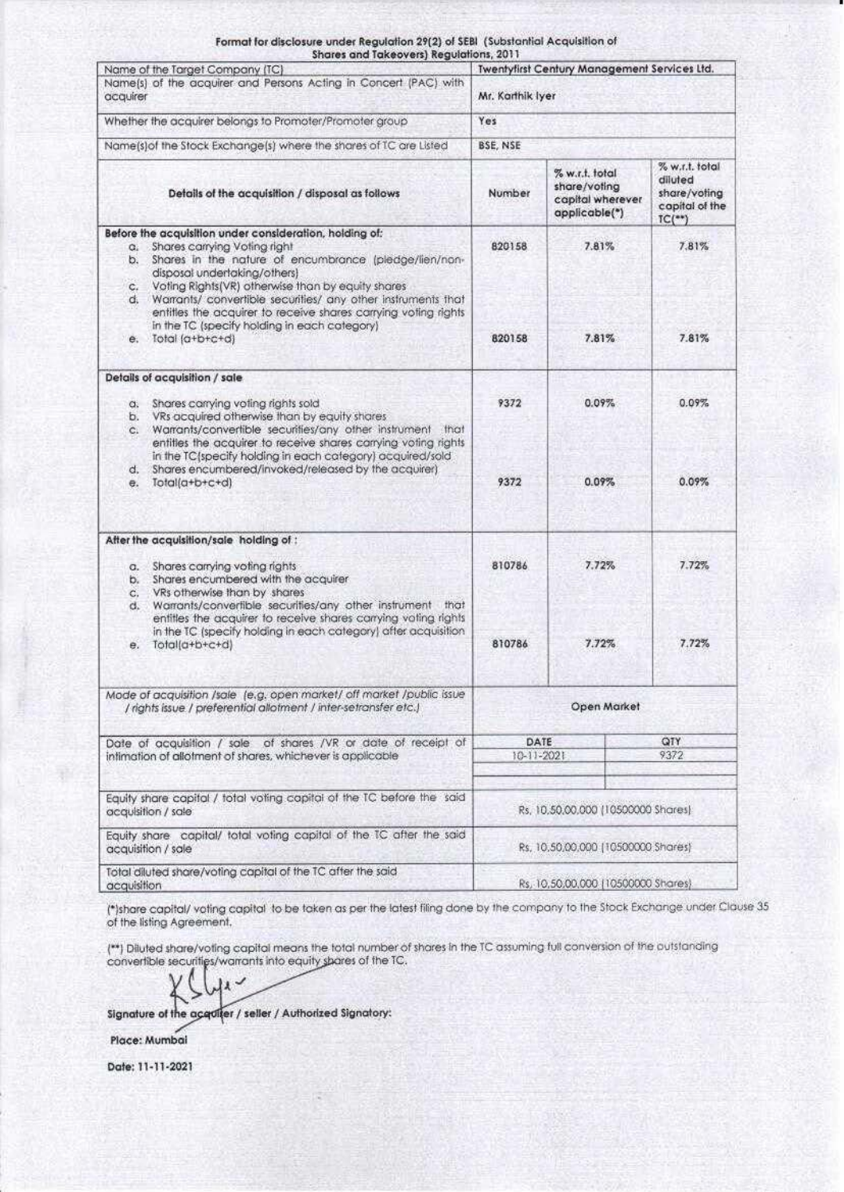# Format for disclosure under Regulation 29(2) of SEBI (Substantial Acquisition of Shares and Takeovers) Regulations, 2011

| | | | |
|---|---|---|---|
| Name of the Target Company (TC) | Twentyfirst Century Management Services Ltd. | | |
| Name(s) of the acquirer and Persons Acting in Concert (PAC) with acquirer | Mr. Karthik Iyer | | |
| Whether the acquirer belongs to Promoter/Promoter group | Yes | | |
| Name(s)of the Stock Exchange(s) where the shares of TC are Listed | BSE, NSE | | |
| **Details of the acquisition / disposal as follows** | Number | % w.r.t. total share/voting capital wherever applicable(*) | % w.r.t. total diluted share/voting capital of the TC(**) |
| **Before the acquisition under consideration, holding of:**<br>a. Shares carrying Voting right<br>b. Shares in the nature of encumbrance (pledge/lien/non-disposal undertaking/others)<br>c. Voting Rights(VR) otherwise than by equity shares<br>d. Warrants/ convertible securities/ any other instruments that entitles the acquirer to receive shares carrying voting rights in the TC (specify holding in each category)<br>e. Total (a+b+c+d) | 820158<br><br><br><br><br>820158 | 7.81%<br><br><br><br><br>7.81% | 7.81%<br><br><br><br><br>7.81% |
| **Details of acquisition / sale**<br>a. Shares carrying voting rights sold<br>b. VRs acquired otherwise than by equity shares<br>c. Warrants/convertible securities/any other instrument that entitles the acquirer to receive shares carrying voting rights in the TC(specify holding in each category) acquired/sold<br>d. Shares encumbered/invoked/released by the acquirer)<br>e. Total(a+b+c+d) | 9372<br><br><br><br><br>9372 | 0.09%<br><br><br><br><br>0.09% | 0.09%<br><br><br><br><br>0.09% |
| **After the acquisition/sale holding of :**<br>a. Shares carrying voting rights<br>b. Shares encumbered with the acquirer<br>c. VRs otherwise than by shares<br>d. Warrants/convertible securities/any other instrument that entitles the acquirer to receive shares carrying voting rights in the TC (specify holding in each category) after acquisition<br>e. Total(a+b+c+d) | 810786<br><br><br><br><br>810786 | 7.72%<br><br><br><br><br>7.72% | 7.72%<br><br><br><br><br>7.72% |
| Mode of acquisition /sale (e.g. open market/ off market /public issue / rights issue / preferential allotment / inter-setransfer etc.) | Open Market | | |
| Date of acquisition / sale of shares /VR or date of receipt of intimation of allotment of shares, whichever is applicable | DATE<br>10-11-2021 | | QTY<br>9372 |
| Equity share capital / total voting capital of the TC before the said acquisition / sale | Rs. 10,50,00,000 (10500000 Shares) | | |
| Equity share capital/ total voting capital of the TC after the said acquisition / sale | Rs. 10,50,00,000 (10500000 Shares) | | |
| Total diluted share/voting capital of the TC after the said acquisition | Rs. 10,50,00,000 (10500000 Shares) | | |

(*)share capital/ voting capital to be taken as per the latest filing done by the company to the Stock Exchange under Clause 35 of the listing Agreement.

(**) Diluted share/voting capital means the total number of shares in the TC assuming full conversion of the outstanding convertible securities/warrants into equity shares of the TC.

Signature of the acquirer / seller / Authorized Signatory:

**Place: Mumbai**

**Date: 11-11-2021**